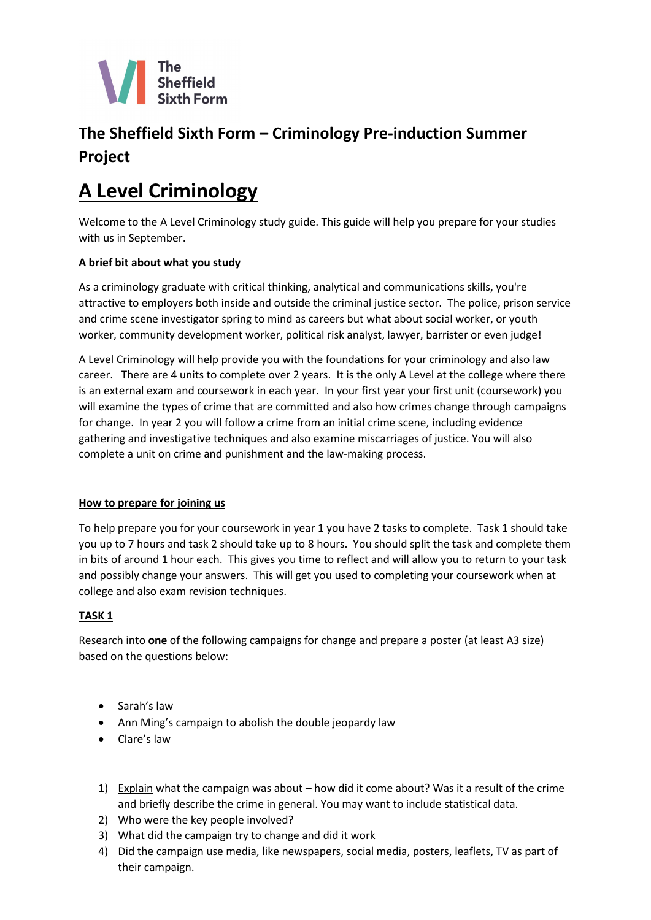The Sheffield Sixth Form

## The Sheffield Sixth Form – Criminology Pre-induction Summer Project

# A Level Criminology

Welcome to the A Level Criminology study guide. This guide will help you prepare for your studies with us in September.

**A brief bit about what you study**

As a criminology graduate with critical thinking, analytical and communications skills, you're attractive to employers both inside and outside the criminal justice sector. The police, prison service and crime scene investigator spring to mind as careers but what about social worker, or youth worker, community development worker, political risk analyst, lawyer, barrister or even judge!

A Level Criminology will help provide you with the foundations for your criminology and also law career. There are 4 units to complete over 2 years. It is the only A Level at the college where there is an external exam and coursework in each year. In your first year your first unit (coursework) you will examine the types of crime that are committed and also how crimes change through campaigns for change. In year 2 you will follow a crime from an initial crime scene, including evidence gathering and investigative techniques and also examine miscarriages of justice. You will also complete a unit on crime and punishment and the law-making process.

**How to prepare for joining us**

To help prepare you for your coursework in year 1 you have 2 tasks to complete. Task 1 should take you up to 7 hours and task 2 should take up to 8 hours. You should split the task and complete them in bits of around 1 hour each. This gives you time to reflect and will allow you to return to your task and possibly change your answers. This will get you used to completing your coursework when at college and also exam revision techniques.

**TASK 1**

Research into **one** of the following campaigns for change and prepare a poster (at least A3 size) based on the questions below:

- Sarah's law
- Ann Ming's campaign to abolish the double jeopardy law
- Clare's law

1) Explain what the campaign was about – how did it come about? Was it a result of the crime and briefly describe the crime in general. You may want to include statistical data.
2) Who were the key people involved?
3) What did the campaign try to change and did it work
4) Did the campaign use media, like newspapers, social media, posters, leaflets, TV as part of their campaign.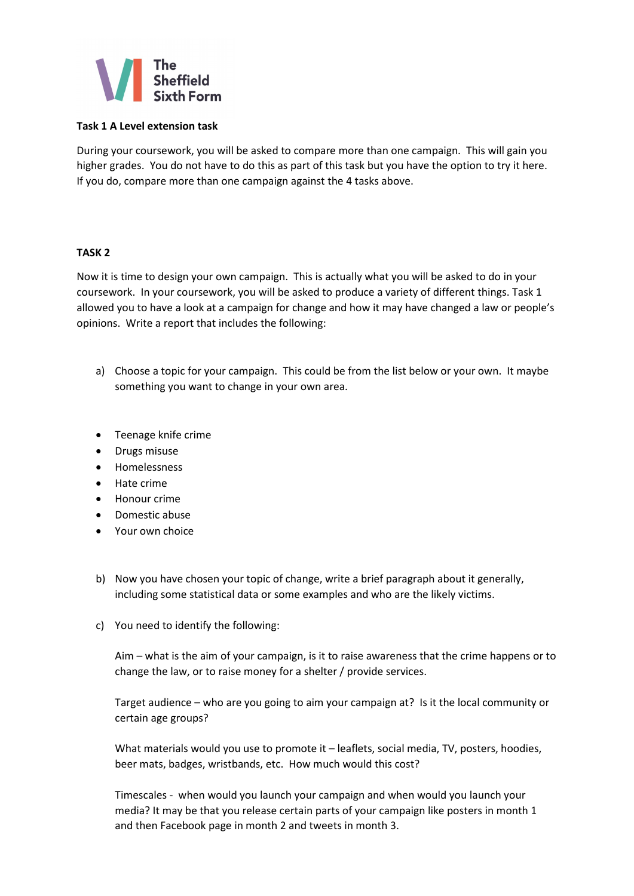**Task 1 A Level extension task**

During your coursework, you will be asked to compare more than one campaign. This will gain you higher grades. You do not have to do this as part of this task but you have the option to try it here. If you do, compare more than one campaign against the 4 tasks above.

**TASK 2**

Now it is time to design your own campaign. This is actually what you will be asked to do in your coursework. In your coursework, you will be asked to produce a variety of different things. Task 1 allowed you to have a look at a campaign for change and how it may have changed a law or people's opinions. Write a report that includes the following:

a) Choose a topic for your campaign. This could be from the list below or your own. It maybe something you want to change in your own area.

- Teenage knife crime
- Drugs misuse
- Homelessness
- Hate crime
- Honour crime
- Domestic abuse
- Your own choice

b) Now you have chosen your topic of change, write a brief paragraph about it generally, including some statistical data or some examples and who are the likely victims.

c) You need to identify the following:

   Aim – what is the aim of your campaign, is it to raise awareness that the crime happens or to change the law, or to raise money for a shelter / provide services.

   Target audience – who are you going to aim your campaign at? Is it the local community or certain age groups?

   What materials would you use to promote it – leaflets, social media, TV, posters, hoodies, beer mats, badges, wristbands, etc. How much would this cost?

   Timescales - when would you launch your campaign and when would you launch your media? It may be that you release certain parts of your campaign like posters in month 1 and then Facebook page in month 2 and tweets in month 3.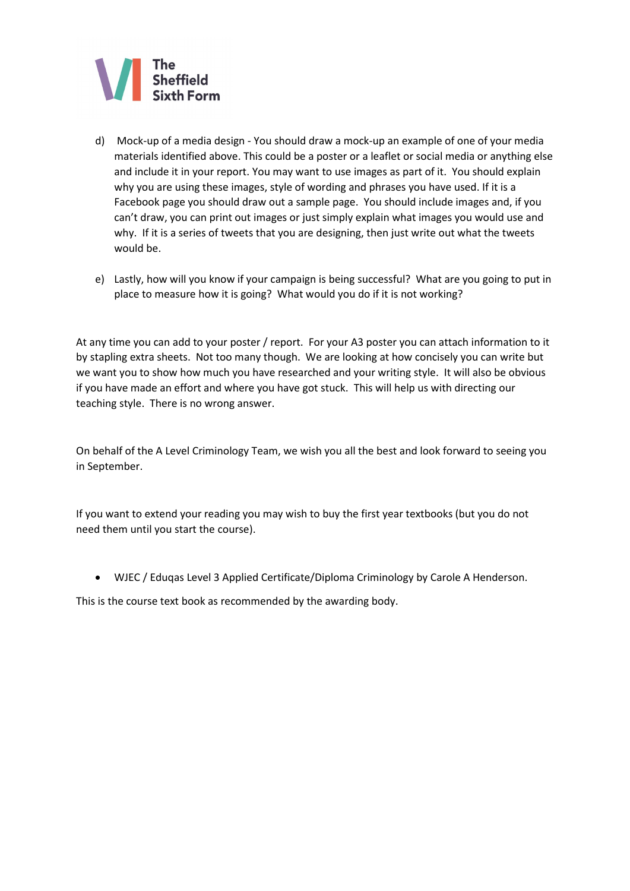d) Mock-up of a media design - You should draw a mock-up an example of one of your media materials identified above. This could be a poster or a leaflet or social media or anything else and include it in your report. You may want to use images as part of it. You should explain why you are using these images, style of wording and phrases you have used. If it is a Facebook page you should draw out a sample page. You should include images and, if you can't draw, you can print out images or just simply explain what images you would use and why. If it is a series of tweets that you are designing, then just write out what the tweets would be.

e) Lastly, how will you know if your campaign is being successful? What are you going to put in place to measure how it is going? What would you do if it is not working?

At any time you can add to your poster / report. For your A3 poster you can attach information to it by stapling extra sheets. Not too many though. We are looking at how concisely you can write but we want you to show how much you have researched and your writing style. It will also be obvious if you have made an effort and where you have got stuck. This will help us with directing our teaching style. There is no wrong answer.

On behalf of the A Level Criminology Team, we wish you all the best and look forward to seeing you in September.

If you want to extend your reading you may wish to buy the first year textbooks (but you do not need them until you start the course).

- WJEC / Eduqas Level 3 Applied Certificate/Diploma Criminology by Carole A Henderson.

This is the course text book as recommended by the awarding body.